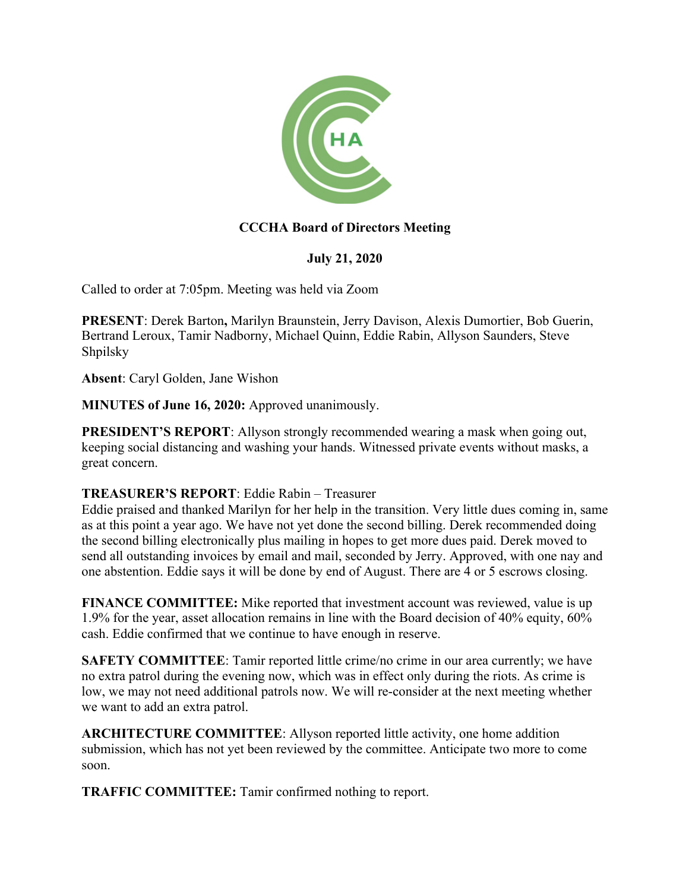**CCCHA Board of Directors Meeting**

**July 21, 2020**

Called to order at 7:05pm. Meeting was held via Zoom

**PRESENT**: Derek Barton**,** Marilyn Braunstein, Jerry Davison, Alexis Dumortier, Bob Guerin, Bertrand Leroux, Tamir Nadborny, Michael Quinn, Eddie Rabin, Allyson Saunders, Steve Shpilsky

**Absent**: Caryl Golden, Jane Wishon

**MINUTES of June 16, 2020:** Approved unanimously.

**PRESIDENT'S REPORT**: Allyson strongly recommended wearing a mask when going out, keeping social distancing and washing your hands. Witnessed private events without masks, a great concern.

**TREASURER'S REPORT**: Eddie Rabin – Treasurer
Eddie praised and thanked Marilyn for her help in the transition. Very little dues coming in, same as at this point a year ago. We have not yet done the second billing. Derek recommended doing the second billing electronically plus mailing in hopes to get more dues paid. Derek moved to send all outstanding invoices by email and mail, seconded by Jerry. Approved, with one nay and one abstention. Eddie says it will be done by end of August. There are 4 or 5 escrows closing.

**FINANCE COMMITTEE:** Mike reported that investment account was reviewed, value is up 1.9% for the year, asset allocation remains in line with the Board decision of 40% equity, 60% cash. Eddie confirmed that we continue to have enough in reserve.

**SAFETY COMMITTEE**: Tamir reported little crime/no crime in our area currently; we have no extra patrol during the evening now, which was in effect only during the riots. As crime is low, we may not need additional patrols now. We will re-consider at the next meeting whether we want to add an extra patrol.

**ARCHITECTURE COMMITTEE**: Allyson reported little activity, one home addition submission, which has not yet been reviewed by the committee. Anticipate two more to come soon.

**TRAFFIC COMMITTEE:** Tamir confirmed nothing to report.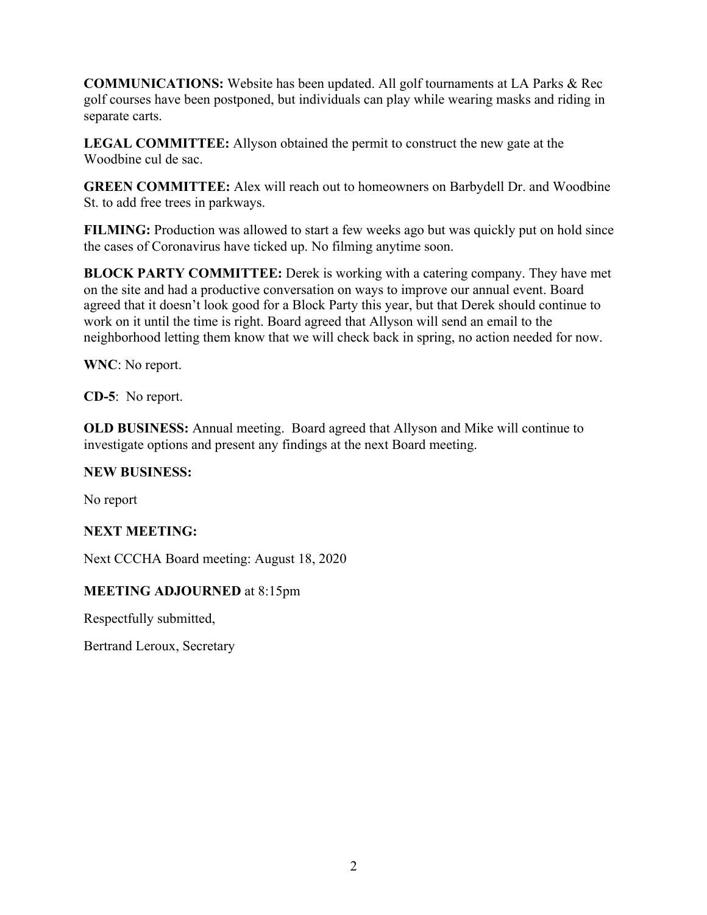**COMMUNICATIONS:** Website has been updated. All golf tournaments at LA Parks & Rec golf courses have been postponed, but individuals can play while wearing masks and riding in separate carts.

**LEGAL COMMITTEE:** Allyson obtained the permit to construct the new gate at the Woodbine cul de sac.

**GREEN COMMITTEE:** Alex will reach out to homeowners on Barbydell Dr. and Woodbine St. to add free trees in parkways.

**FILMING:** Production was allowed to start a few weeks ago but was quickly put on hold since the cases of Coronavirus have ticked up. No filming anytime soon.

**BLOCK PARTY COMMITTEE:** Derek is working with a catering company. They have met on the site and had a productive conversation on ways to improve our annual event. Board agreed that it doesn't look good for a Block Party this year, but that Derek should continue to work on it until the time is right. Board agreed that Allyson will send an email to the neighborhood letting them know that we will check back in spring, no action needed for now.

**WNC**: No report.

**CD-5**: No report.

**OLD BUSINESS:** Annual meeting. Board agreed that Allyson and Mike will continue to investigate options and present any findings at the next Board meeting.

**NEW BUSINESS:**

No report

**NEXT MEETING:**

Next CCCHA Board meeting: August 18, 2020

**MEETING ADJOURNED** at 8:15pm

Respectfully submitted,

Bertrand Leroux, Secretary